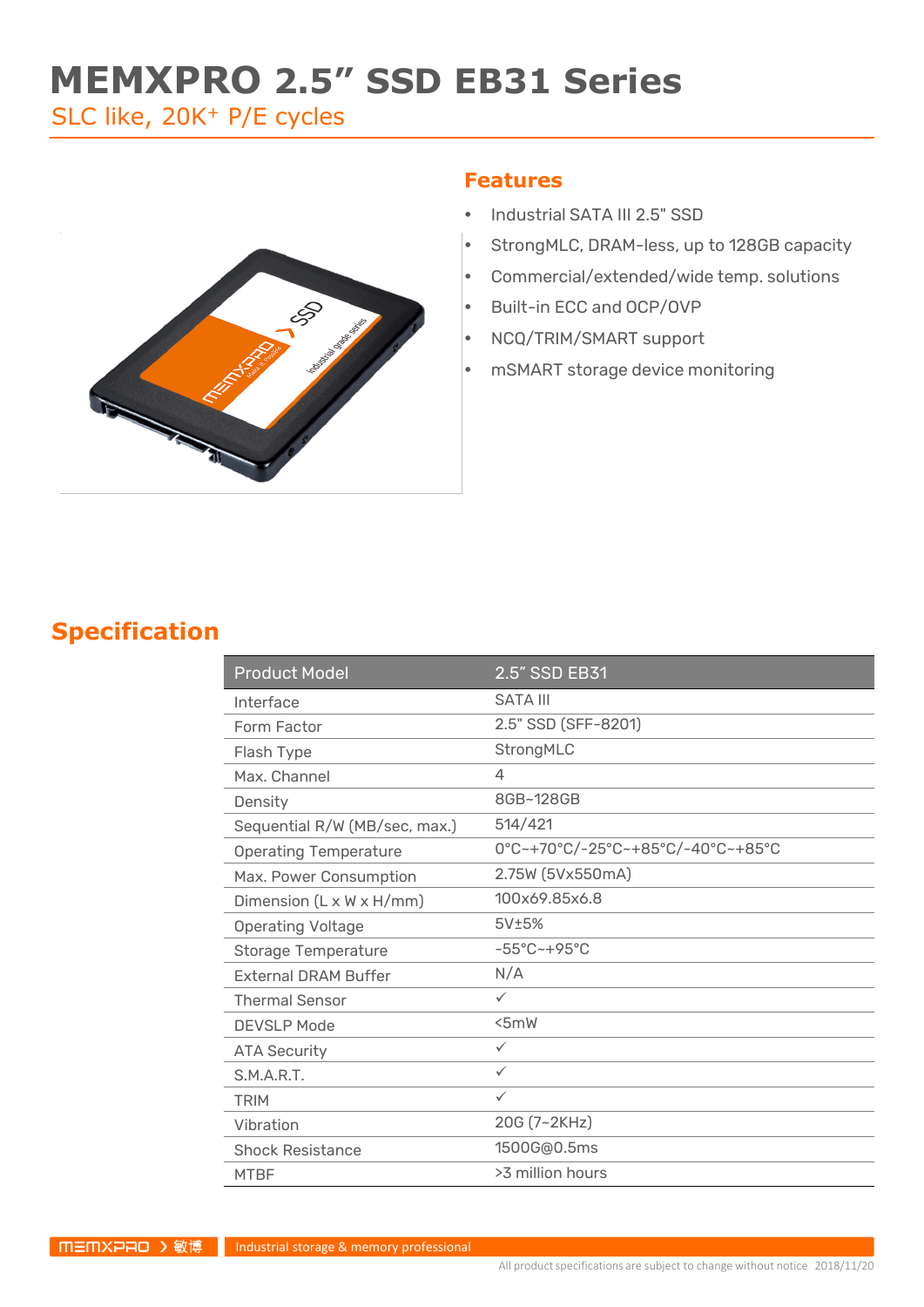# MEMXPRO 2.5" SSD EB31 Series

SLC like, 20K+ P/E cycles

## Features

- Industrial SATA III 2.5" SSD
- StrongMLC, DRAM-less, up to 128GB capacity
- Commercial/extended/wide temp. solutions
- Built-in ECC and OCP/OVP
- NCQ/TRIM/SMART support
- mSMART storage device monitoring

## Specification

| Product Model | 2.5" SSD EB31 |
|---|---|
| Interface | SATA III |
| Form Factor | 2.5" SSD (SFF-8201) |
| Flash Type | StrongMLC |
| Max. Channel | 4 |
| Density | 8GB~128GB |
| Sequential R/W (MB/sec, max.) | 514/421 |
| Operating Temperature | 0°C~+70°C/-25°C~+85°C/-40°C~+85°C |
| Max. Power Consumption | 2.75W (5Vx550mA) |
| Dimension (L x W x H/mm) | 100x69.85x6.8 |
| Operating Voltage | 5V±5% |
| Storage Temperature | -55°C~+95°C |
| External DRAM Buffer | N/A |
| Thermal Sensor | ✓ |
| DEVSLP Mode | <5mW |
| ATA Security | ✓ |
| S.M.A.R.T. | ✓ |
| TRIM | ✓ |
| Vibration | 20G (7~2KHz) |
| Shock Resistance | 1500G@0.5ms |
| MTBF | >3 million hours |

MEMXPRO 敏博 Industrial storage & memory professional

All product specifications are subject to change without notice 2018/11/20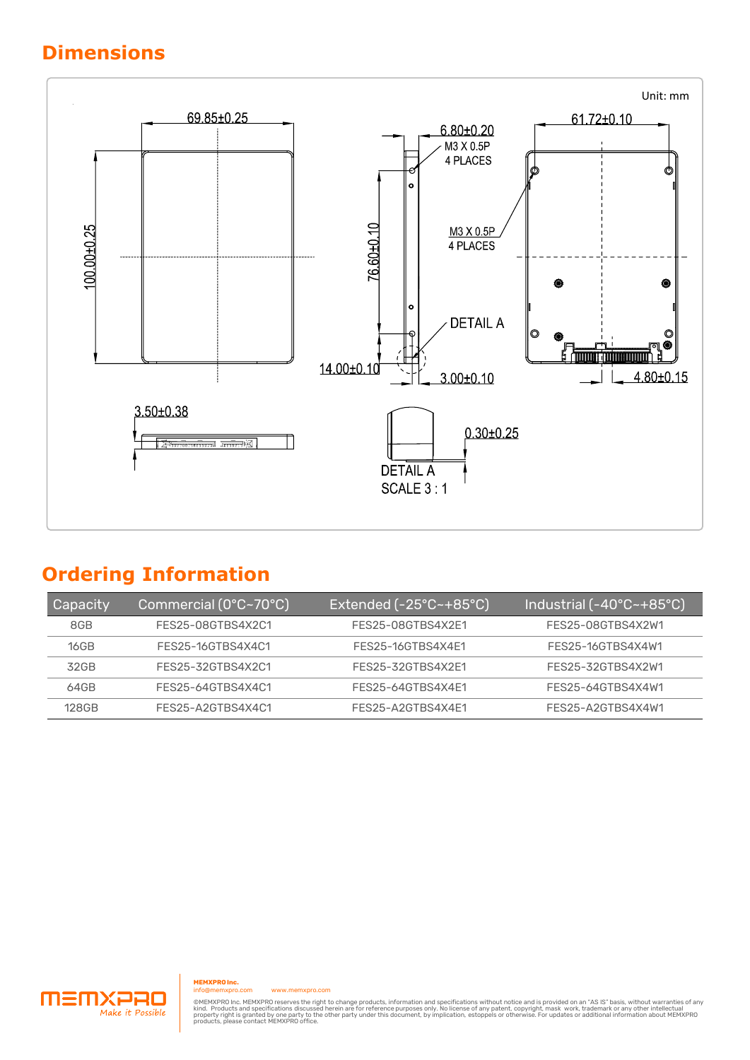## Dimensions

Unit: mm

69.85±0.25

100.00±0.25

6.80±0.20

M3 X 0.5P
4 PLACES

76.60±0.10

M3 X 0.5P
4 PLACES

DETAIL A

14.00±0.10

3.00±0.10

61.72±0.10

4.80±0.15

3.50±0.38

0.30±0.25

DETAIL A
SCALE 3 : 1

## Ordering Information

| Capacity | Commercial (0°C~70°C) | Extended (-25°C~+85°C) | Industrial (-40°C~+85°C) |
|---|---|---|---|
| 8GB | FES25-08GTBS4X2C1 | FES25-08GTBS4X2E1 | FES25-08GTBS4X2W1 |
| 16GB | FES25-16GTBS4X4C1 | FES25-16GTBS4X4E1 | FES25-16GTBS4X4W1 |
| 32GB | FES25-32GTBS4X2C1 | FES25-32GTBS4X2E1 | FES25-32GTBS4X2W1 |
| 64GB | FES25-64GTBS4X4C1 | FES25-64GTBS4X4E1 | FES25-64GTBS4X4W1 |
| 128GB | FES25-A2GTBS4X4C1 | FES25-A2GTBS4X4E1 | FES25-A2GTBS4X4W1 |

MEMXPRO
*Make it Possible*

**MEMXPRO Inc.**
info@memxpro.com www.memxpro.com

©MEMXPRO Inc. MEMXPRO reserves the right to change products, information and specifications without notice and is provided on an "AS IS" basis, without warranties of any kind. Products and specifications discussed herein are for reference purposes only. No license of any patent, copyright, mask work, trademark or any other intellectual property right is granted by one party to the other party under this document, by implication, estoppels or otherwise. For updates or additional information about MEMXPRO products, please contact MEMXPRO office.